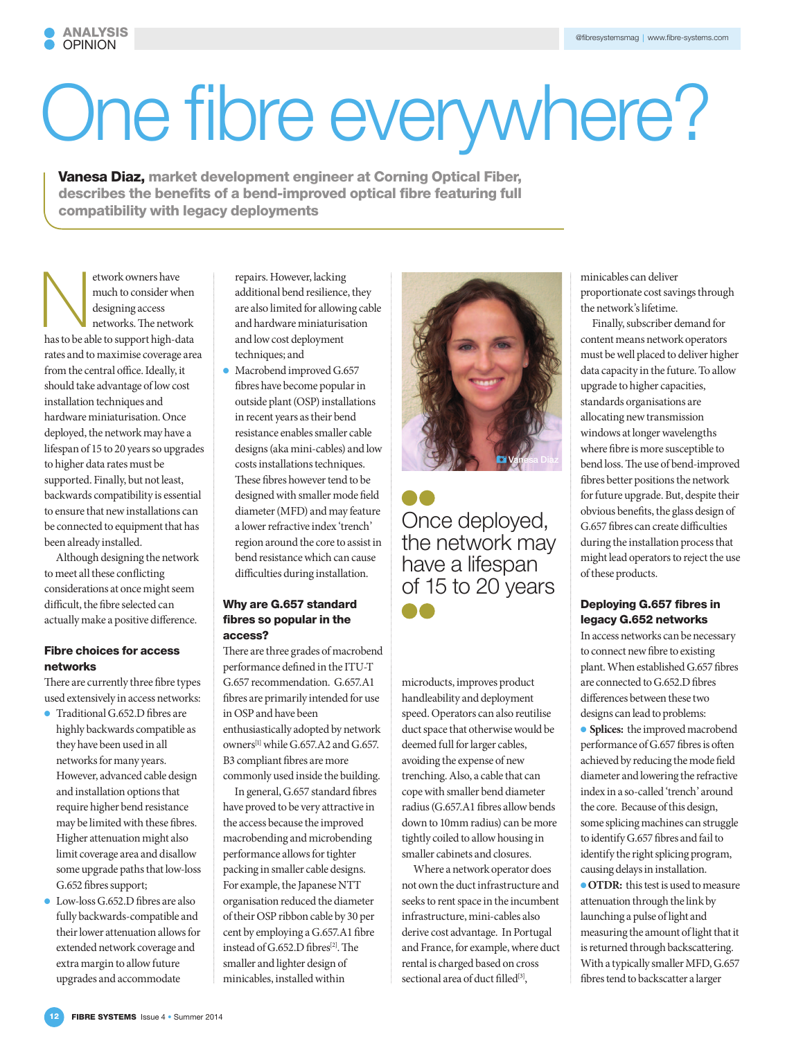# One fibre everywhere?

**Vanesa Diaz, market development engineer at Corning Optical Fiber, describes the benefits of a bend-improved optical fibre featuring full compatibility with legacy deployments**

Network owners have much to consider when designing access networks. The network has to be able to support high-data rates and to maximise coverage area from the central office. Ideally, it should take advantage of low cost installation techniques and hardware miniaturisation. Once deployed, the network may have a lifespan of 15 to 20 years so upgrades to higher data rates must be supported. Finally, but not least, backwards compatibility is essential to ensure that new installations can be connected to equipment that has been already installed.

Although designing the network to meet all these conflicting considerations at once might seem difficult, the fibre selected can actually make a positive difference.

## Fibre choices for access networks

There are currently three fibre types used extensively in access networks:

- Traditional G.652.D fibres are highly backwards compatible as they have been used in all networks for many years. However, advanced cable design and installation options that require higher bend resistance may be limited with these fibres. Higher attenuation might also limit coverage area and disallow some upgrade paths that low-loss G.652 fibres support;
- Low-loss G.652.D fibres are also fully backwards-compatible and their lower attenuation allows for extended network coverage and extra margin to allow future upgrades and accommodate repairs. However, lacking additional bend resilience, they are also limited for allowing cable and hardware miniaturisation and low cost deployment techniques; and
- Macrobend improved G.657 fibres have become popular in outside plant (OSP) installations in recent years as their bend resistance enables smaller cable designs (aka mini-cables) and low costs installations techniques. These fibres however tend to be designed with smaller mode field diameter (MFD) and may feature a lower refractive index 'trench' region around the core to assist in bend resistance which can cause difficulties during installation.

## Why are G.657 standard fibres so popular in the access?

There are three grades of macrobend performance defined in the ITU-T G.657 recommendation. G.657.A1 fibres are primarily intended for use in OSP and have been enthusiastically adopted by network owners[1] while G.657.A2 and G.657.B3 compliant fibres are more commonly used inside the building.

In general, G.657 standard fibres have proved to be very attractive in the access because the improved macrobending and microbending performance allows for tighter packing in smaller cable designs. For example, the Japanese NTT organisation reduced the diameter of their OSP ribbon cable by 30 per cent by employing a G.657.A1 fibre instead of G.652.D fibres[2]. The smaller and lighter design of minicables, installed within microducts, improves product handleability and deployment speed. Operators can also reutilise duct space that otherwise would be deemed full for larger cables, avoiding the expense of new trenching. Also, a cable that can cope with smaller bend diameter radius (G.657.A1 fibres allow bends down to 10mm radius) can be more tightly coiled to allow housing in smaller cabinets and closures.

Vanesa Diaz

> Once deployed, the network may have a lifespan of 15 to 20 years

Where a network operator does not own the duct infrastructure and seeks to rent space in the incumbent infrastructure, mini-cables also derive cost advantage. In Portugal and France, for example, where duct rental is charged based on cross sectional area of duct filled[3], minicables can deliver proportionate cost savings through the network's lifetime.

Finally, subscriber demand for content means network operators must be well placed to deliver higher data capacity in the future. To allow upgrade to higher capacities, standards organisations are allocating new transmission windows at longer wavelengths where fibre is more susceptible to bend loss. The use of bend-improved fibres better positions the network for future upgrade. But, despite their obvious benefits, the glass design of G.657 fibres can create difficulties during the installation process that might lead operators to reject the use of these products.

## Deploying G.657 fibres in legacy G.652 networks

In access networks can be necessary to connect new fibre to existing plant. When established G.657 fibres are connected to G.652.D fibres differences between these two designs can lead to problems:

- **Splices:** the improved macrobend performance of G.657 fibres is often achieved by reducing the mode field diameter and lowering the refractive index in a so-called 'trench' around the core. Because of this design, some splicing machines can struggle to identify G.657 fibres and fail to identify the right splicing program, causing delays in installation.
- **OTDR:** this test is used to measure attenuation through the link by launching a pulse of light and measuring the amount of light that it is returned through backscattering. With a typically smaller MFD, G.657 fibres tend to backscatter a larger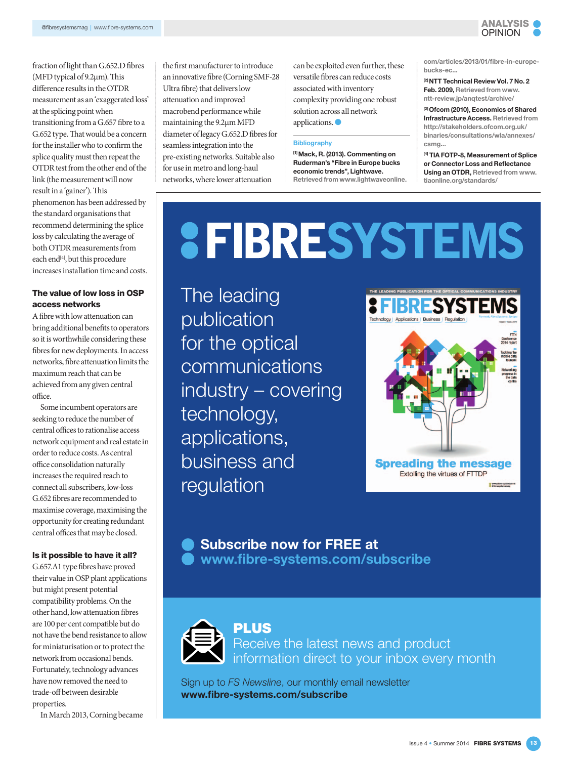fraction of light than G.652.D fibres (MFD typical of 9.2μm). This difference results in the OTDR measurement as an 'exaggerated loss' at the splicing point when transitioning from a G.657 fibre to a G.652 type. That would be a concern for the installer who to confirm the splice quality must then repeat the OTDR test from the other end of the link (the measurement will now result in a 'gainer'). This phenomenon has been addressed by the standard organisations that recommend determining the splice loss by calculating the average of both OTDR measurements from each end[4], but this procedure increases installation time and costs.

### The value of low loss in OSP access networks

A fibre with low attenuation can bring additional benefits to operators so it is worthwhile considering these fibres for new deployments. In access networks, fibre attenuation limits the maximum reach that can be achieved from any given central office.

Some incumbent operators are seeking to reduce the number of central offices to rationalise access network equipment and real estate in order to reduce costs. As central office consolidation naturally increases the required reach to connect all subscribers, low-loss G.652 fibres are recommended to maximise coverage, maximising the opportunity for creating redundant central offices that may be closed.

### Is it possible to have it all?

G.657.A1 type fibres have proved their value in OSP plant applications but might present potential compatibility problems. On the other hand, low attenuation fibres are 100 per cent compatible but do not have the bend resistance to allow for miniaturisation or to protect the network from occasional bends. Fortunately, technology advances have now removed the need to trade-off between desirable properties.

In March 2013, Corning became the first manufacturer to introduce an innovative fibre (Corning SMF-28 Ultra fibre) that delivers low attenuation and improved macrobend performance while maintaining the 9.2μm MFD diameter of legacy G.652.D fibres for seamless integration into the pre-existing networks. Suitable also for use in metro and long-haul networks, where lower attenuation can be exploited even further, these versatile fibres can reduce costs associated with inventory complexity providing one robust solution across all network applications.

### Bibliography

[1] **Mack, R. (2013). Commenting on Ruderman's "Fibre in Europe bucks economic trends", Lightwave.** Retrieved from www.lightwaveonline.com/articles/2013/01/fibre-in-europe-bucks-ec...

[2] **NTT Technical Review Vol. 7 No. 2 Feb. 2009,** Retrieved from www.ntt-review.jp/anqtest/archive/

[3] **Ofcom (2010), Economics of Shared Infrastructure Access.** Retrieved from http://stakeholders.ofcom.org.uk/binaries/consultations/wla/annexes/csmg...

[4] **TIA FOTP-8, Measurement of Splice or Connector Loss and Reflectance Using an OTDR,** Retrieved from www.tiaonline.org/standards/

# FIBRESYSTEMS

The leading publication for the optical communications industry – covering technology, applications, business and regulation

**Subscribe now for FREE at www.fibre-systems.com/subscribe**

**PLUS**

Receive the latest news and product information direct to your inbox every month

Sign up to *FS Newsline*, our monthly email newsletter

**www.fibre-systems.com/subscribe**